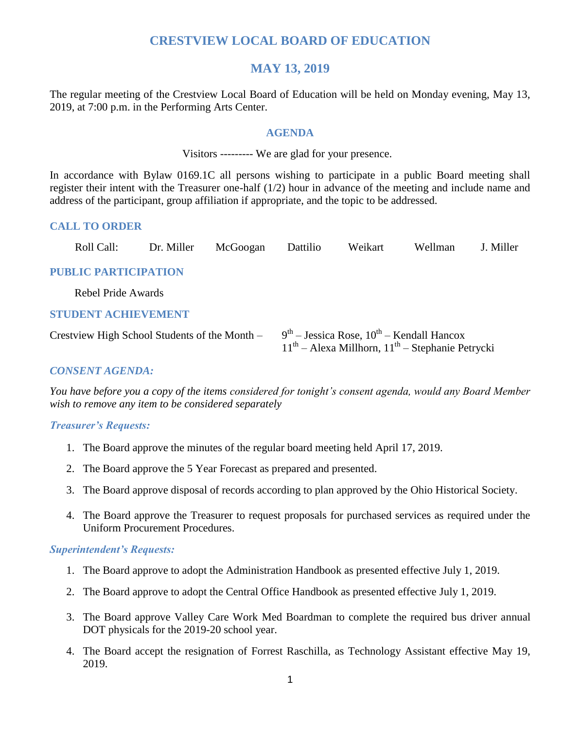# CRESTVIEW LOCAL BOARD OF EDUCATION

## MAY 13, 2019

The regular meeting of the Crestview Local Board of Education will be held on Monday evening, May 13, 2019, at 7:00 p.m. in the Performing Arts Center.

### AGENDA

Visitors --------- We are glad for your presence.

In accordance with Bylaw 0169.1C all persons wishing to participate in a public Board meeting shall register their intent with the Treasurer one-half (1/2) hour in advance of the meeting and include name and address of the participant, group affiliation if appropriate, and the topic to be addressed.

### CALL TO ORDER

Roll Call: Dr. Miller McGoogan Dattilio Weikart Wellman J. Miller

### PUBLIC PARTICIPATION

Rebel Pride Awards

### STUDENT ACHIEVEMENT

Crestview High School Students of the Month – 9th – Jessica Rose, 10th – Kendall Hancox
11th – Alexa Millhorn, 11th – Stephanie Petrycki

### *CONSENT AGENDA:*

*You have before you a copy of the items considered for tonight's consent agenda, would any Board Member wish to remove any item to be considered separately*

#### *Treasurer's Requests:*

1. The Board approve the minutes of the regular board meeting held April 17, 2019.
2. The Board approve the 5 Year Forecast as prepared and presented.
3. The Board approve disposal of records according to plan approved by the Ohio Historical Society.
4. The Board approve the Treasurer to request proposals for purchased services as required under the Uniform Procurement Procedures.

#### *Superintendent's Requests:*

1. The Board approve to adopt the Administration Handbook as presented effective July 1, 2019.
2. The Board approve to adopt the Central Office Handbook as presented effective July 1, 2019.
3. The Board approve Valley Care Work Med Boardman to complete the required bus driver annual DOT physicals for the 2019-20 school year.
4. The Board accept the resignation of Forrest Raschilla, as Technology Assistant effective May 19, 2019.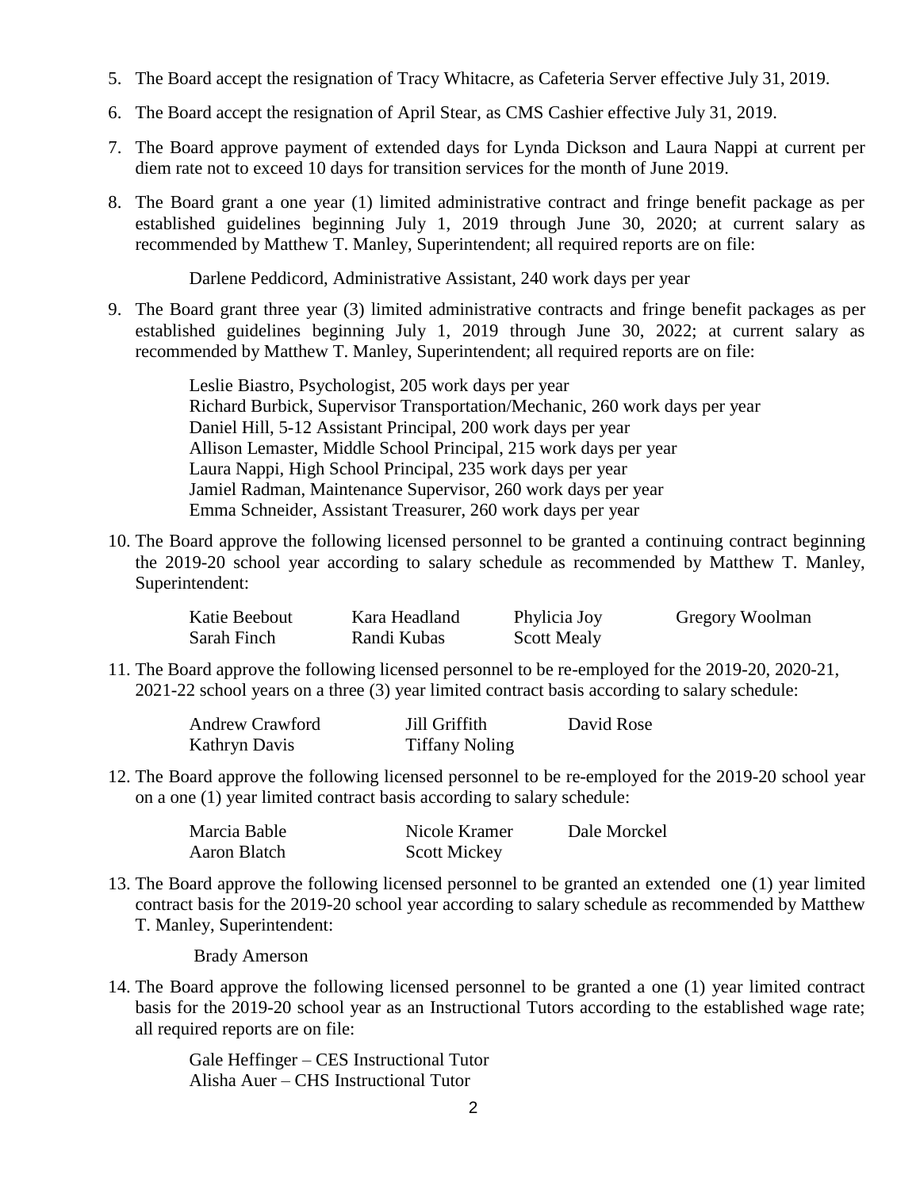5. The Board accept the resignation of Tracy Whitacre, as Cafeteria Server effective July 31, 2019.

6. The Board accept the resignation of April Stear, as CMS Cashier effective July 31, 2019.

7. The Board approve payment of extended days for Lynda Dickson and Laura Nappi at current per diem rate not to exceed 10 days for transition services for the month of June 2019.

8. The Board grant a one year (1) limited administrative contract and fringe benefit package as per established guidelines beginning July 1, 2019 through June 30, 2020; at current salary as recommended by Matthew T. Manley, Superintendent; all required reports are on file:

   Darlene Peddicord, Administrative Assistant, 240 work days per year

9. The Board grant three year (3) limited administrative contracts and fringe benefit packages as per established guidelines beginning July 1, 2019 through June 30, 2022; at current salary as recommended by Matthew T. Manley, Superintendent; all required reports are on file:

   Leslie Biastro, Psychologist, 205 work days per year
   Richard Burbick, Supervisor Transportation/Mechanic, 260 work days per year
   Daniel Hill, 5-12 Assistant Principal, 200 work days per year
   Allison Lemaster, Middle School Principal, 215 work days per year
   Laura Nappi, High School Principal, 235 work days per year
   Jamiel Radman, Maintenance Supervisor, 260 work days per year
   Emma Schneider, Assistant Treasurer, 260 work days per year

10. The Board approve the following licensed personnel to be granted a continuing contract beginning the 2019-20 school year according to salary schedule as recommended by Matthew T. Manley, Superintendent:

    Katie Beebout, Kara Headland, Phylicia Joy, Gregory Woolman
    Sarah Finch, Randi Kubas, Scott Mealy

11. The Board approve the following licensed personnel to be re-employed for the 2019-20, 2020-21, 2021-22 school years on a three (3) year limited contract basis according to salary schedule:

    Andrew Crawford, Jill Griffith, David Rose
    Kathryn Davis, Tiffany Noling

12. The Board approve the following licensed personnel to be re-employed for the 2019-20 school year on a one (1) year limited contract basis according to salary schedule:

    Marcia Bable, Nicole Kramer, Dale Morckel
    Aaron Blatch, Scott Mickey

13. The Board approve the following licensed personnel to be granted an extended one (1) year limited contract basis for the 2019-20 school year according to salary schedule as recommended by Matthew T. Manley, Superintendent:

    Brady Amerson

14. The Board approve the following licensed personnel to be granted a one (1) year limited contract basis for the 2019-20 school year as an Instructional Tutors according to the established wage rate; all required reports are on file:

    Gale Heffinger – CES Instructional Tutor
    Alisha Auer – CHS Instructional Tutor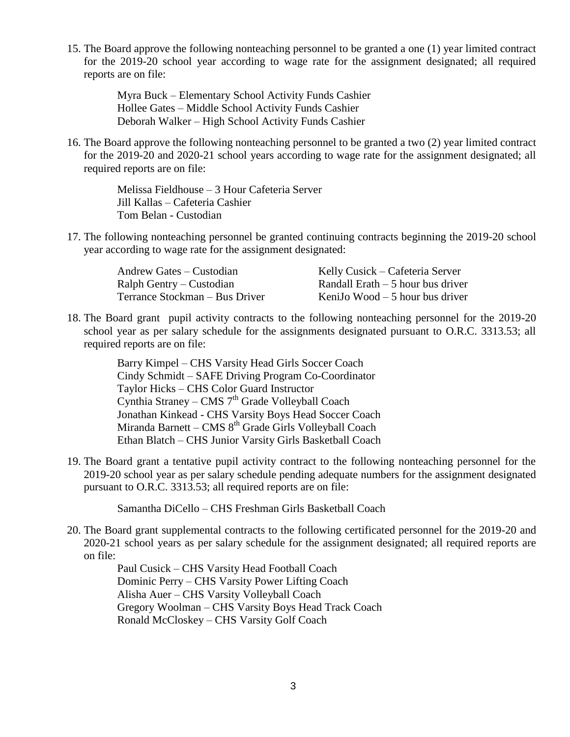15. The Board approve the following nonteaching personnel to be granted a one (1) year limited contract for the 2019-20 school year according to wage rate for the assignment designated; all required reports are on file:

    Myra Buck – Elementary School Activity Funds Cashier
    Hollee Gates – Middle School Activity Funds Cashier
    Deborah Walker – High School Activity Funds Cashier

16. The Board approve the following nonteaching personnel to be granted a two (2) year limited contract for the 2019-20 and 2020-21 school years according to wage rate for the assignment designated; all required reports are on file:

    Melissa Fieldhouse – 3 Hour Cafeteria Server
    Jill Kallas – Cafeteria Cashier
    Tom Belan - Custodian

17. The following nonteaching personnel be granted continuing contracts beginning the 2019-20 school year according to wage rate for the assignment designated:

    Andrew Gates – Custodian
    Ralph Gentry – Custodian
    Terrance Stockman – Bus Driver
    Kelly Cusick – Cafeteria Server
    Randall Erath – 5 hour bus driver
    KeniJo Wood – 5 hour bus driver

18. The Board grant pupil activity contracts to the following nonteaching personnel for the 2019-20 school year as per salary schedule for the assignments designated pursuant to O.R.C. 3313.53; all required reports are on file:

    Barry Kimpel – CHS Varsity Head Girls Soccer Coach
    Cindy Schmidt – SAFE Driving Program Co-Coordinator
    Taylor Hicks – CHS Color Guard Instructor
    Cynthia Straney – CMS 7th Grade Volleyball Coach
    Jonathan Kinkead - CHS Varsity Boys Head Soccer Coach
    Miranda Barnett – CMS 8th Grade Girls Volleyball Coach
    Ethan Blatch – CHS Junior Varsity Girls Basketball Coach

19. The Board grant a tentative pupil activity contract to the following nonteaching personnel for the 2019-20 school year as per salary schedule pending adequate numbers for the assignment designated pursuant to O.R.C. 3313.53; all required reports are on file:

    Samantha DiCello – CHS Freshman Girls Basketball Coach

20. The Board grant supplemental contracts to the following certificated personnel for the 2019-20 and 2020-21 school years as per salary schedule for the assignment designated; all required reports are on file:

    Paul Cusick – CHS Varsity Head Football Coach
    Dominic Perry – CHS Varsity Power Lifting Coach
    Alisha Auer – CHS Varsity Volleyball Coach
    Gregory Woolman – CHS Varsity Boys Head Track Coach
    Ronald McCloskey – CHS Varsity Golf Coach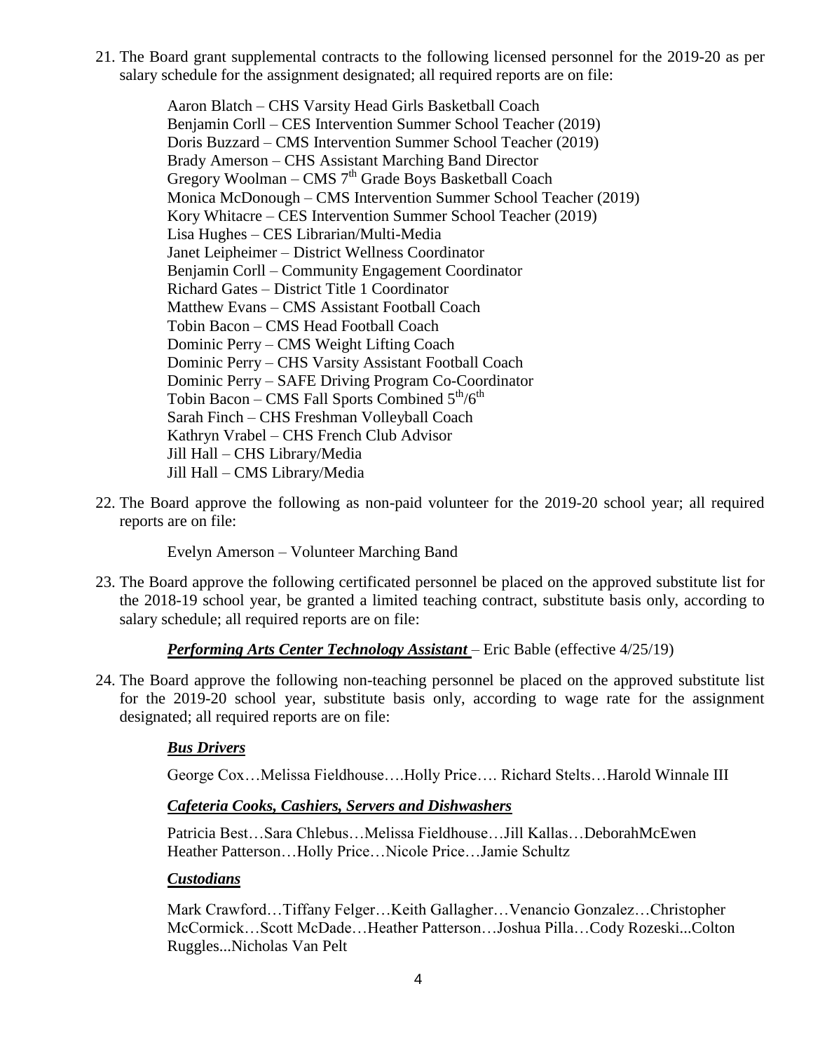21. The Board grant supplemental contracts to the following licensed personnel for the 2019-20 as per salary schedule for the assignment designated; all required reports are on file:

    Aaron Blatch – CHS Varsity Head Girls Basketball Coach
    Benjamin Corll – CES Intervention Summer School Teacher (2019)
    Doris Buzzard – CMS Intervention Summer School Teacher (2019)
    Brady Amerson – CHS Assistant Marching Band Director
    Gregory Woolman – CMS 7th Grade Boys Basketball Coach
    Monica McDonough – CMS Intervention Summer School Teacher (2019)
    Kory Whitacre – CES Intervention Summer School Teacher (2019)
    Lisa Hughes – CES Librarian/Multi-Media
    Janet Leipheimer – District Wellness Coordinator
    Benjamin Corll – Community Engagement Coordinator
    Richard Gates – District Title 1 Coordinator
    Matthew Evans – CMS Assistant Football Coach
    Tobin Bacon – CMS Head Football Coach
    Dominic Perry – CMS Weight Lifting Coach
    Dominic Perry – CHS Varsity Assistant Football Coach
    Dominic Perry – SAFE Driving Program Co-Coordinator
    Tobin Bacon – CMS Fall Sports Combined 5th/6th
    Sarah Finch – CHS Freshman Volleyball Coach
    Kathryn Vrabel – CHS French Club Advisor
    Jill Hall – CHS Library/Media
    Jill Hall – CMS Library/Media

22. The Board approve the following as non-paid volunteer for the 2019-20 school year; all required reports are on file:

    Evelyn Amerson – Volunteer Marching Band

23. The Board approve the following certificated personnel be placed on the approved substitute list for the 2018-19 school year, be granted a limited teaching contract, substitute basis only, according to salary schedule; all required reports are on file:

    ***Performing Arts Center Technology Assistant*** – Eric Bable (effective 4/25/19)

24. The Board approve the following non-teaching personnel be placed on the approved substitute list for the 2019-20 school year, substitute basis only, according to wage rate for the assignment designated; all required reports are on file:

    ***Bus Drivers***

    George Cox…Melissa Fieldhouse….Holly Price…. Richard Stelts…Harold Winnale III

    ***Cafeteria Cooks, Cashiers, Servers and Dishwashers***

    Patricia Best…Sara Chlebus…Melissa Fieldhouse…Jill Kallas…DeborahMcEwen Heather Patterson…Holly Price…Nicole Price…Jamie Schultz

    ***Custodians***

    Mark Crawford…Tiffany Felger…Keith Gallagher…Venancio Gonzalez…Christopher McCormick…Scott McDade…Heather Patterson…Joshua Pilla…Cody Rozeski...Colton Ruggles...Nicholas Van Pelt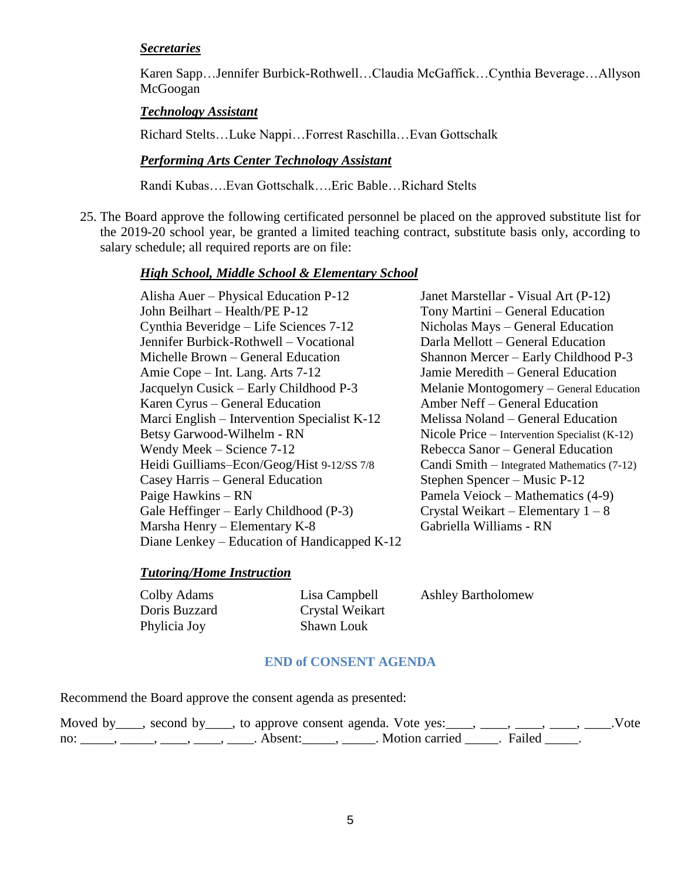***Secretaries***

Karen Sapp…Jennifer Burbick-Rothwell…Claudia McGaffick…Cynthia Beverage…Allyson McGoogan

***Technology Assistant***

Richard Stelts…Luke Nappi…Forrest Raschilla…Evan Gottschalk

***Performing Arts Center Technology Assistant***

Randi Kubas….Evan Gottschalk….Eric Bable…Richard Stelts

25. The Board approve the following certificated personnel be placed on the approved substitute list for the 2019-20 school year, be granted a limited teaching contract, substitute basis only, according to salary schedule; all required reports are on file:

***High School, Middle School & Elementary School***

Alisha Auer – Physical Education P-12
John Beilhart – Health/PE P-12
Cynthia Beveridge – Life Sciences 7-12
Jennifer Burbick-Rothwell – Vocational
Michelle Brown – General Education
Amie Cope – Int. Lang. Arts 7-12
Jacquelyn Cusick – Early Childhood P-3
Karen Cyrus – General Education
Marci English – Intervention Specialist K-12
Betsy Garwood-Wilhelm - RN
Wendy Meek – Science 7-12
Heidi Guilliams–Econ/Geog/Hist 9-12/SS 7/8
Casey Harris – General Education
Paige Hawkins – RN
Gale Heffinger – Early Childhood (P-3)
Marsha Henry – Elementary K-8
Diane Lenkey – Education of Handicapped K-12
Janet Marstellar - Visual Art (P-12)
Tony Martini – General Education
Nicholas Mays – General Education
Darla Mellott – General Education
Shannon Mercer – Early Childhood P-3
Jamie Meredith – General Education
Melanie Montogomery – General Education
Amber Neff – General Education
Melissa Noland – General Education
Nicole Price – Intervention Specialist (K-12)
Rebecca Sanor – General Education
Candi Smith – Integrated Mathematics (7-12)
Stephen Spencer – Music P-12
Pamela Veiock – Mathematics (4-9)
Crystal Weikart – Elementary 1 – 8
Gabriella Williams - RN

***Tutoring/Home Instruction***

Colby Adams
Doris Buzzard
Phylicia Joy
Lisa Campbell
Crystal Weikart
Shawn Louk
Ashley Bartholomew

**END of CONSENT AGENDA**

Recommend the Board approve the consent agenda as presented:

Moved by____, second by____, to approve consent agenda. Vote yes:____, ____, ____, ____, ____.Vote no: _____, _____, ____, ____, ____. Absent:_____, _____. Motion carried _____. Failed _____.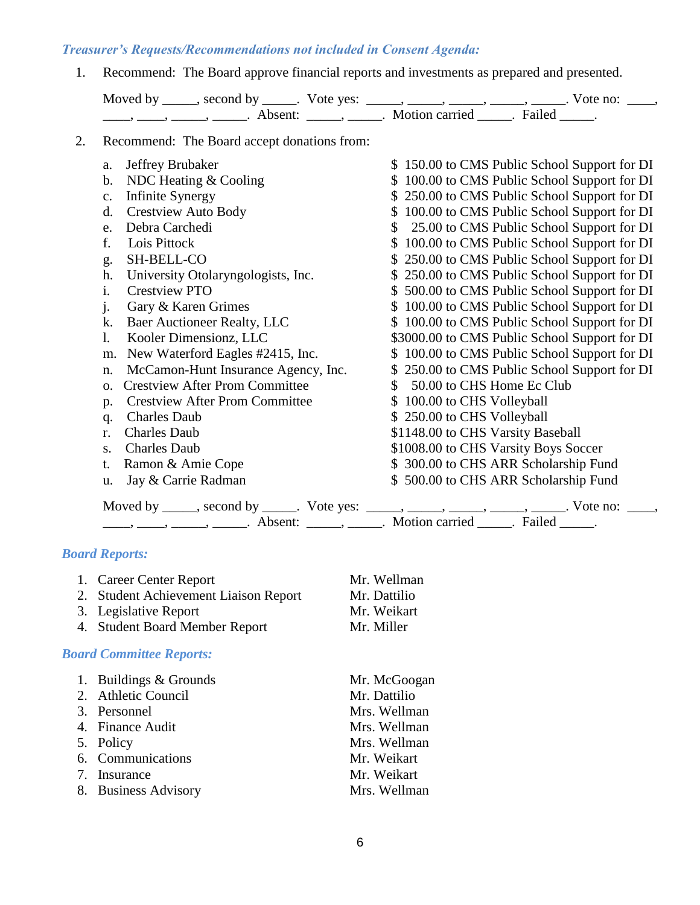### *Treasurer's Requests/Recommendations not included in Consent Agenda:*

1. Recommend: The Board approve financial reports and investments as prepared and presented.

   Moved by _____, second by _____. Vote yes: _____, _____, _____, _____, _____. Vote no: ____, ____, ____, _____, _____. Absent: _____, _____. Motion carried _____. Failed _____.

2. Recommend: The Board accept donations from:

   a. Jeffrey Brubaker — $ 150.00 to CMS Public School Support for DI
   b. NDC Heating & Cooling — $ 100.00 to CMS Public School Support for DI
   c. Infinite Synergy — $ 250.00 to CMS Public School Support for DI
   d. Crestview Auto Body — $ 100.00 to CMS Public School Support for DI
   e. Debra Carchedi — $ 25.00 to CMS Public School Support for DI
   f. Lois Pittock — $ 100.00 to CMS Public School Support for DI
   g. SH-BELL-CO — $ 250.00 to CMS Public School Support for DI
   h. University Otolaryngologists, Inc. — $ 250.00 to CMS Public School Support for DI
   i. Crestview PTO — $ 500.00 to CMS Public School Support for DI
   j. Gary & Karen Grimes — $ 100.00 to CMS Public School Support for DI
   k. Baer Auctioneer Realty, LLC — $ 100.00 to CMS Public School Support for DI
   l. Kooler Dimensionz, LLC — $3000.00 to CMS Public School Support for DI
   m. New Waterford Eagles #2415, Inc. — $ 100.00 to CMS Public School Support for DI
   n. McCamon-Hunt Insurance Agency, Inc. — $ 250.00 to CMS Public School Support for DI
   o. Crestview After Prom Committee — $ 50.00 to CHS Home Ec Club
   p. Crestview After Prom Committee — $ 100.00 to CHS Volleyball
   q. Charles Daub — $ 250.00 to CHS Volleyball
   r. Charles Daub — $1148.00 to CHS Varsity Baseball
   s. Charles Daub — $1008.00 to CHS Varsity Boys Soccer
   t. Ramon & Amie Cope — $ 300.00 to CHS ARR Scholarship Fund
   u. Jay & Carrie Radman — $ 500.00 to CHS ARR Scholarship Fund

   Moved by _____, second by _____. Vote yes: _____, _____, _____, _____, _____. Vote no: ____, ____, ____, _____, _____. Absent: _____, _____. Motion carried _____. Failed _____.

### *Board Reports:*

1. Career Center Report — Mr. Wellman
2. Student Achievement Liaison Report — Mr. Dattilio
3. Legislative Report — Mr. Weikart
4. Student Board Member Report — Mr. Miller

### *Board Committee Reports:*

1. Buildings & Grounds — Mr. McGoogan
2. Athletic Council — Mr. Dattilio
3. Personnel — Mrs. Wellman
4. Finance Audit — Mrs. Wellman
5. Policy — Mrs. Wellman
6. Communications — Mr. Weikart
7. Insurance — Mr. Weikart
8. Business Advisory — Mrs. Wellman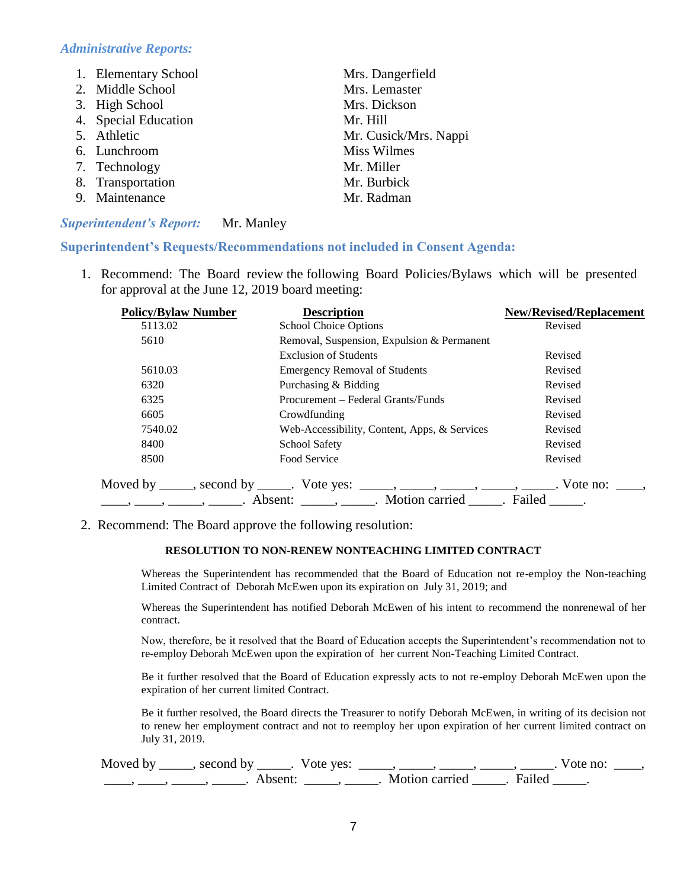*Administrative Reports:*

| | |
|---|---|
| 1. Elementary School | Mrs. Dangerfield |
| 2. Middle School | Mrs. Lemaster |
| 3. High School | Mrs. Dickson |
| 4. Special Education | Mr. Hill |
| 5. Athletic | Mr. Cusick/Mrs. Nappi |
| 6. Lunchroom | Miss Wilmes |
| 7. Technology | Mr. Miller |
| 8. Transportation | Mr. Burbick |
| 9. Maintenance | Mr. Radman |

*Superintendent's Report:* Mr. Manley

**Superintendent's Requests/Recommendations not included in Consent Agenda:**

1. Recommend: The Board review the following Board Policies/Bylaws which will be presented for approval at the June 12, 2019 board meeting:

| Policy/Bylaw Number | Description | New/Revised/Replacement |
|---|---|---|
| 5113.02 | School Choice Options | Revised |
| 5610 | Removal, Suspension, Expulsion & Permanent Exclusion of Students | Revised |
| 5610.03 | Emergency Removal of Students | Revised |
| 6320 | Purchasing & Bidding | Revised |
| 6325 | Procurement – Federal Grants/Funds | Revised |
| 6605 | Crowdfunding | Revised |
| 7540.02 | Web-Accessibility, Content, Apps, & Services | Revised |
| 8400 | School Safety | Revised |
| 8500 | Food Service | Revised |

Moved by _____, second by _____. Vote yes: _____, _____, _____, _____, _____. Vote no: ____, ____, ____, _____, _____. Absent: _____, _____. Motion carried _____. Failed _____.

2. Recommend: The Board approve the following resolution:

**RESOLUTION TO NON-RENEW NONTEACHING LIMITED CONTRACT**

Whereas the Superintendent has recommended that the Board of Education not re-employ the Non-teaching Limited Contract of Deborah McEwen upon its expiration on July 31, 2019; and

Whereas the Superintendent has notified Deborah McEwen of his intent to recommend the nonrenewal of her contract.

Now, therefore, be it resolved that the Board of Education accepts the Superintendent's recommendation not to re-employ Deborah McEwen upon the expiration of her current Non-Teaching Limited Contract.

Be it further resolved that the Board of Education expressly acts to not re-employ Deborah McEwen upon the expiration of her current limited Contract.

Be it further resolved, the Board directs the Treasurer to notify Deborah McEwen, in writing of its decision not to renew her employment contract and not to reemploy her upon expiration of her current limited contract on July 31, 2019.

Moved by _____, second by _____. Vote yes: _____, _____, _____, _____, _____. Vote no: ____, ____, ____, _____, _____. Absent: _____, _____. Motion carried _____. Failed _____.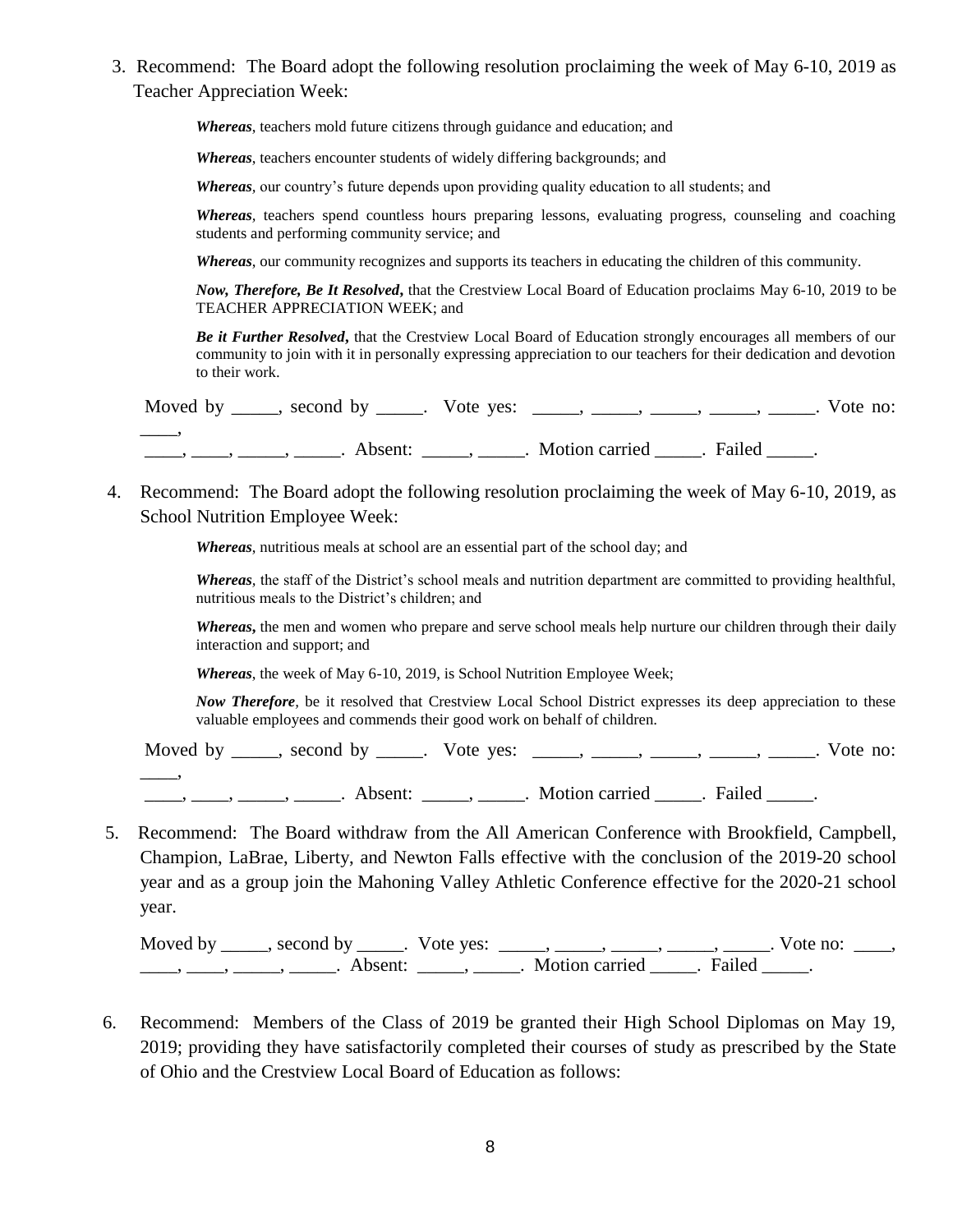3. Recommend: The Board adopt the following resolution proclaiming the week of May 6-10, 2019 as Teacher Appreciation Week:

   ***Whereas***, teachers mold future citizens through guidance and education; and

   ***Whereas***, teachers encounter students of widely differing backgrounds; and

   ***Whereas***, our country's future depends upon providing quality education to all students; and

   ***Whereas***, teachers spend countless hours preparing lessons, evaluating progress, counseling and coaching students and performing community service; and

   ***Whereas***, our community recognizes and supports its teachers in educating the children of this community.

   ***Now, Therefore, Be It Resolved***, that the Crestview Local Board of Education proclaims May 6-10, 2019 to be TEACHER APPRECIATION WEEK; and

   ***Be it Further Resolved***, that the Crestview Local Board of Education strongly encourages all members of our community to join with it in personally expressing appreciation to our teachers for their dedication and devotion to their work.

   Moved by _____, second by _____. Vote yes: _____, _____, _____, _____, _____. Vote no: ____, ____, ____, _____, _____. Absent: _____, _____. Motion carried _____. Failed _____.

4. Recommend: The Board adopt the following resolution proclaiming the week of May 6-10, 2019, as School Nutrition Employee Week:

   ***Whereas***, nutritious meals at school are an essential part of the school day; and

   ***Whereas***, the staff of the District's school meals and nutrition department are committed to providing healthful, nutritious meals to the District's children; and

   ***Whereas***, the men and women who prepare and serve school meals help nurture our children through their daily interaction and support; and

   ***Whereas***, the week of May 6-10, 2019, is School Nutrition Employee Week;

   ***Now Therefore***, be it resolved that Crestview Local School District expresses its deep appreciation to these valuable employees and commends their good work on behalf of children.

   Moved by _____, second by _____. Vote yes: _____, _____, _____, _____, _____. Vote no: ____, ____, ____, _____, _____. Absent: _____, _____. Motion carried _____. Failed _____.

5. Recommend: The Board withdraw from the All American Conference with Brookfield, Campbell, Champion, LaBrae, Liberty, and Newton Falls effective with the conclusion of the 2019-20 school year and as a group join the Mahoning Valley Athletic Conference effective for the 2020-21 school year.

   Moved by _____, second by _____. Vote yes: _____, _____, _____, _____, _____. Vote no: ____, ____, ____, _____, _____. Absent: _____, _____. Motion carried _____. Failed _____.

6. Recommend: Members of the Class of 2019 be granted their High School Diplomas on May 19, 2019; providing they have satisfactorily completed their courses of study as prescribed by the State of Ohio and the Crestview Local Board of Education as follows: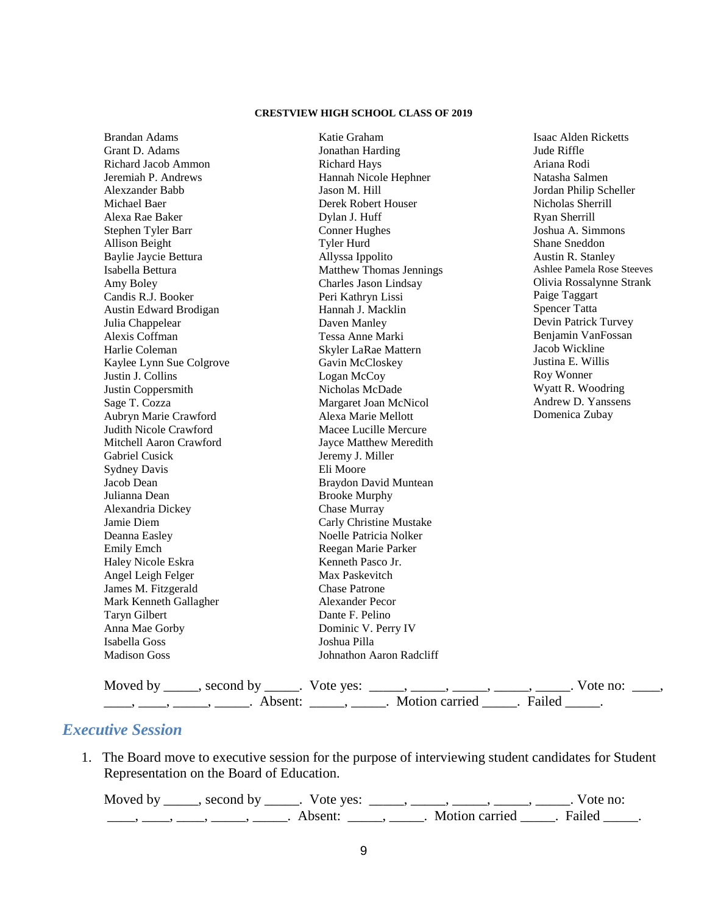**CRESTVIEW HIGH SCHOOL CLASS OF 2019**

Brandan Adams
Grant D. Adams
Richard Jacob Ammon
Jeremiah P. Andrews
Alexzander Babb
Michael Baer
Alexa Rae Baker
Stephen Tyler Barr
Allison Beight
Baylie Jaycie Bettura
Isabella Bettura
Amy Boley
Candis R.J. Booker
Austin Edward Brodigan
Julia Chappelear
Alexis Coffman
Harlie Coleman
Kaylee Lynn Sue Colgrove
Justin J. Collins
Justin Coppersmith
Sage T. Cozza
Aubryn Marie Crawford
Judith Nicole Crawford
Mitchell Aaron Crawford
Gabriel Cusick
Sydney Davis
Jacob Dean
Julianna Dean
Alexandria Dickey
Jamie Diem
Deanna Easley
Emily Emch
Haley Nicole Eskra
Angel Leigh Felger
James M. Fitzgerald
Mark Kenneth Gallagher
Taryn Gilbert
Anna Mae Gorby
Isabella Goss
Madison Goss
Katie Graham
Jonathan Harding
Richard Hays
Hannah Nicole Hephner
Jason M. Hill
Derek Robert Houser
Dylan J. Huff
Conner Hughes
Tyler Hurd
Allyssa Ippolito
Matthew Thomas Jennings
Charles Jason Lindsay
Peri Kathryn Lissi
Hannah J. Macklin
Daven Manley
Tessa Anne Marki
Skyler LaRae Mattern
Gavin McCloskey
Logan McCoy
Nicholas McDade
Margaret Joan McNicol
Alexa Marie Mellott
Macee Lucille Mercure
Jayce Matthew Meredith
Jeremy J. Miller
Eli Moore
Braydon David Muntean
Brooke Murphy
Chase Murray
Carly Christine Mustake
Noelle Patricia Nolker
Reegan Marie Parker
Kenneth Pasco Jr.
Max Paskevitch
Chase Patrone
Alexander Pecor
Dante F. Pelino
Dominic V. Perry IV
Joshua Pilla
Johnathon Aaron Radcliff
Isaac Alden Ricketts
Jude Riffle
Ariana Rodi
Natasha Salmen
Jordan Philip Scheller
Nicholas Sherrill
Ryan Sherrill
Joshua A. Simmons
Shane Sneddon
Austin R. Stanley
Ashlee Pamela Rose Steeves
Olivia Rossalynne Strank
Paige Taggart
Spencer Tatta
Devin Patrick Turvey
Benjamin VanFossan
Jacob Wickline
Justina E. Willis
Roy Wonner
Wyatt R. Woodring
Andrew D. Yanssens
Domenica Zubay

Moved by _____, second by _____. Vote yes: _____, _____, _____, _____, _____. Vote no: ____, ____, ____, _____, _____. Absent: _____, _____. Motion carried _____. Failed _____.

## *Executive Session*

1. The Board move to executive session for the purpose of interviewing student candidates for Student Representation on the Board of Education.

   Moved by _____, second by _____. Vote yes: _____, _____, _____, _____, _____. Vote no: ____, ____, ____, _____, _____. Absent: _____, _____. Motion carried _____. Failed _____.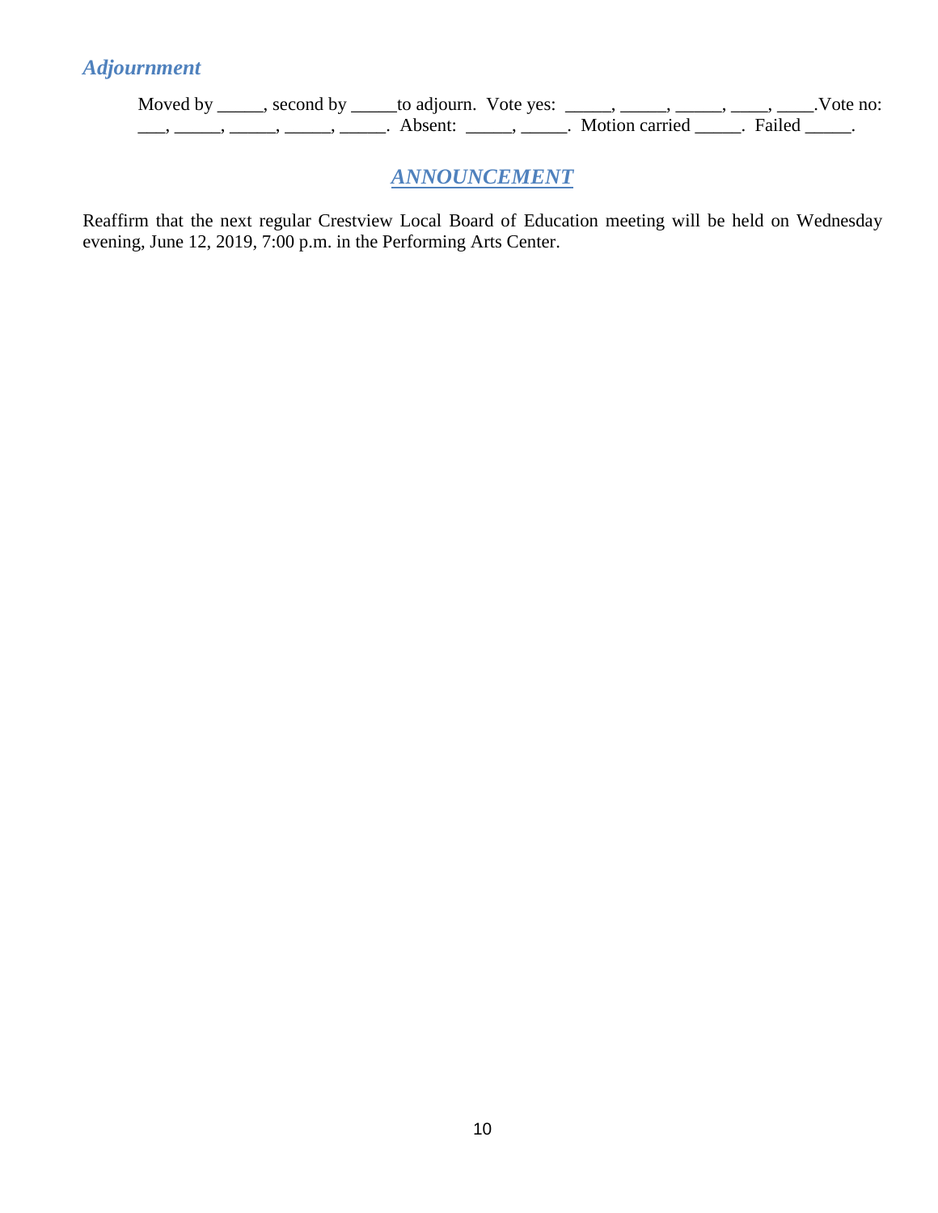## *Adjournment*

Moved by _____, second by _____to adjourn. Vote yes: _____, _____, _____, ____, ____.Vote no: ___, _____, _____, _____, _____. Absent: _____, _____. Motion carried _____. Failed _____.

## *ANNOUNCEMENT*

Reaffirm that the next regular Crestview Local Board of Education meeting will be held on Wednesday evening, June 12, 2019, 7:00 p.m. in the Performing Arts Center.